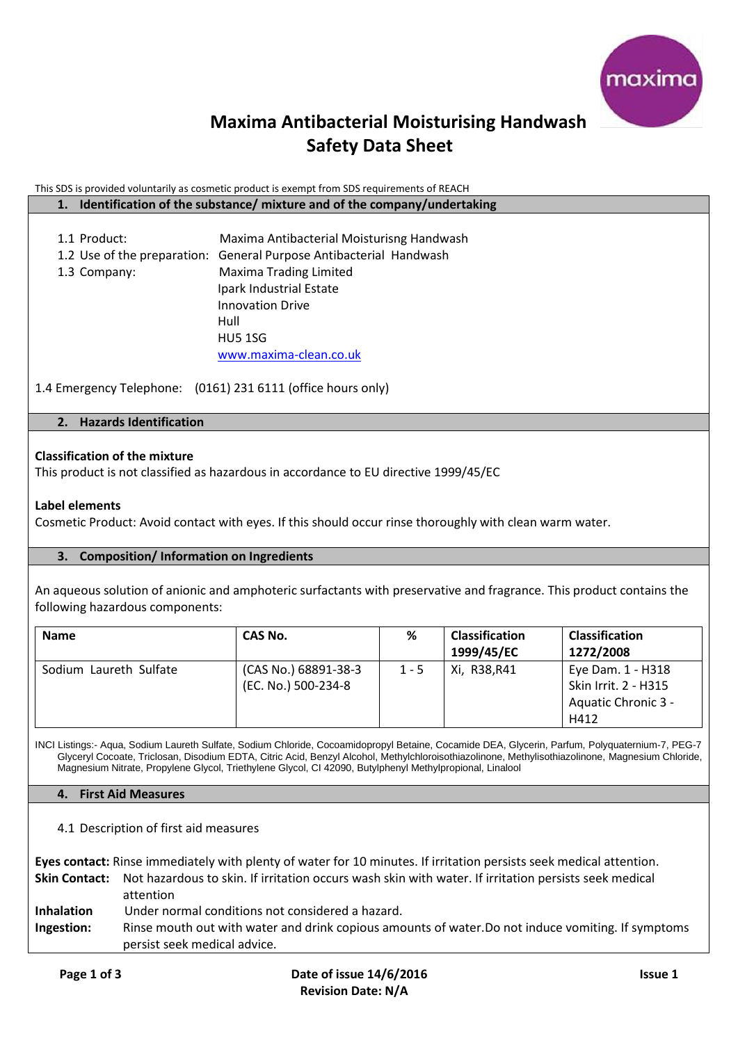# Maxima Antibacterial Moisturising Handwash Safety Data Sheet

This SDS is provided voluntarily as cosmetic product is exempt from SDS requirements of REACH

## 1. Identification of the substance/ mixture and of the company/undertaking

1.1 Product: Maxima Antibacterial Moisturisng Handwash
1.2 Use of the preparation: General Purpose Antibacterial Handwash
1.3 Company: Maxima Trading Limited
Ipark Industrial Estate
Innovation Drive
Hull
HU5 1SG
www.maxima-clean.co.uk

1.4 Emergency Telephone: (0161) 231 6111 (office hours only)

## 2. Hazards Identification

**Classification of the mixture**

This product is not classified as hazardous in accordance to EU directive 1999/45/EC

**Label elements**

Cosmetic Product: Avoid contact with eyes. If this should occur rinse thoroughly with clean warm water.

## 3. Composition/ Information on Ingredients

An aqueous solution of anionic and amphoteric surfactants with preservative and fragrance. This product contains the following hazardous components:

| Name | CAS No. | % | Classification 1999/45/EC | Classification 1272/2008 |
|---|---|---|---|---|
| Sodium Laureth Sulfate | (CAS No.) 68891-38-3 (EC. No.) 500-234-8 | 1 - 5 | Xi, R38,R41 | Eye Dam. 1 - H318 Skin Irrit. 2 - H315 Aquatic Chronic 3 - H412 |

INCI Listings:- Aqua, Sodium Laureth Sulfate, Sodium Chloride, Cocoamidopropyl Betaine, Cocamide DEA, Glycerin, Parfum, Polyquaternium-7, PEG-7 Glyceryl Cocoate, Triclosan, Disodium EDTA, Citric Acid, Benzyl Alcohol, Methylchloroisothiazolinone, Methylisothiazolinone, Magnesium Chloride, Magnesium Nitrate, Propylene Glycol, Triethylene Glycol, CI 42090, Butylphenyl Methylpropional, Linalool

## 4. First Aid Measures

4.1 Description of first aid measures

**Eyes contact:** Rinse immediately with plenty of water for 10 minutes. If irritation persists seek medical attention.

**Skin Contact:** Not hazardous to skin. If irritation occurs wash skin with water. If irritation persists seek medical attention

**Inhalation** Under normal conditions not considered a hazard.

**Ingestion:** Rinse mouth out with water and drink copious amounts of water.Do not induce vomiting. If symptoms persist seek medical advice.

Date of issue 14/6/2016
Revision Date: N/A
Issue 1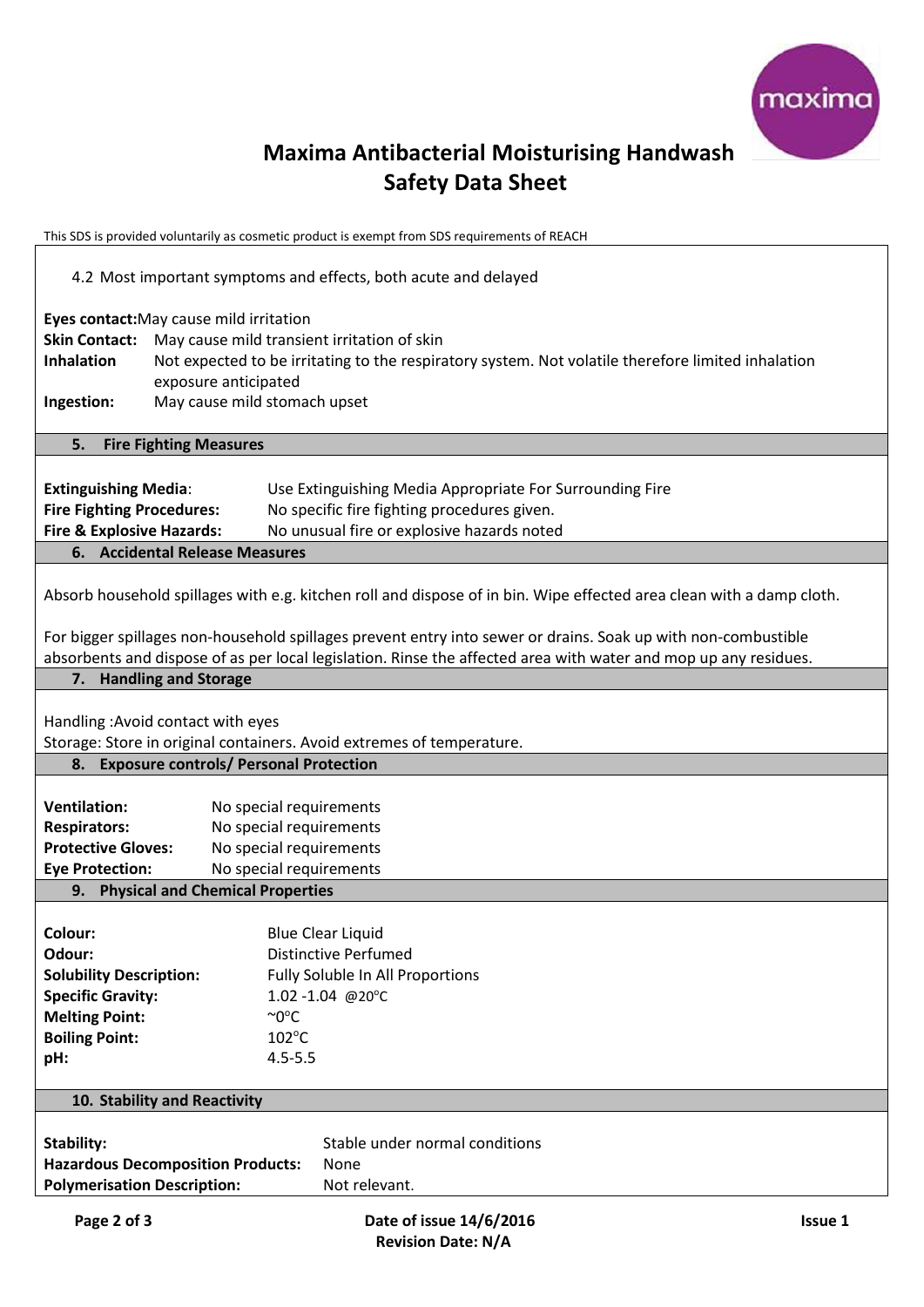# Maxima Antibacterial Moisturising Handwash Safety Data Sheet

This SDS is provided voluntarily as cosmetic product is exempt from SDS requirements of REACH

4.2 Most important symptoms and effects, both acute and delayed

**Eyes contact:** May cause mild irritation
**Skin Contact:** May cause mild transient irritation of skin
**Inhalation** Not expected to be irritating to the respiratory system. Not volatile therefore limited inhalation exposure anticipated
**Ingestion:** May cause mild stomach upset

## 5. Fire Fighting Measures

**Extinguishing Media**: Use Extinguishing Media Appropriate For Surrounding Fire
**Fire Fighting Procedures:** No specific fire fighting procedures given.
**Fire & Explosive Hazards:** No unusual fire or explosive hazards noted

## 6. Accidental Release Measures

Absorb household spillages with e.g. kitchen roll and dispose of in bin. Wipe effected area clean with a damp cloth.

For bigger spillages non-household spillages prevent entry into sewer or drains. Soak up with non-combustible absorbents and dispose of as per local legislation. Rinse the affected area with water and mop up any residues.

## 7. Handling and Storage

Handling :Avoid contact with eyes
Storage: Store in original containers. Avoid extremes of temperature.

## 8. Exposure controls/ Personal Protection

**Ventilation:** No special requirements
**Respirators:** No special requirements
**Protective Gloves:** No special requirements
**Eye Protection:** No special requirements

## 9. Physical and Chemical Properties

**Colour:** Blue Clear Liquid
**Odour:** Distinctive Perfumed
**Solubility Description:** Fully Soluble In All Proportions
**Specific Gravity:** 1.02 -1.04 @20°C
**Melting Point:** ~0°C
**Boiling Point:** 102°C
**pH:** 4.5-5.5

## 10. Stability and Reactivity

**Stability:** Stable under normal conditions
**Hazardous Decomposition Products:** None
**Polymerisation Description:** Not relevant.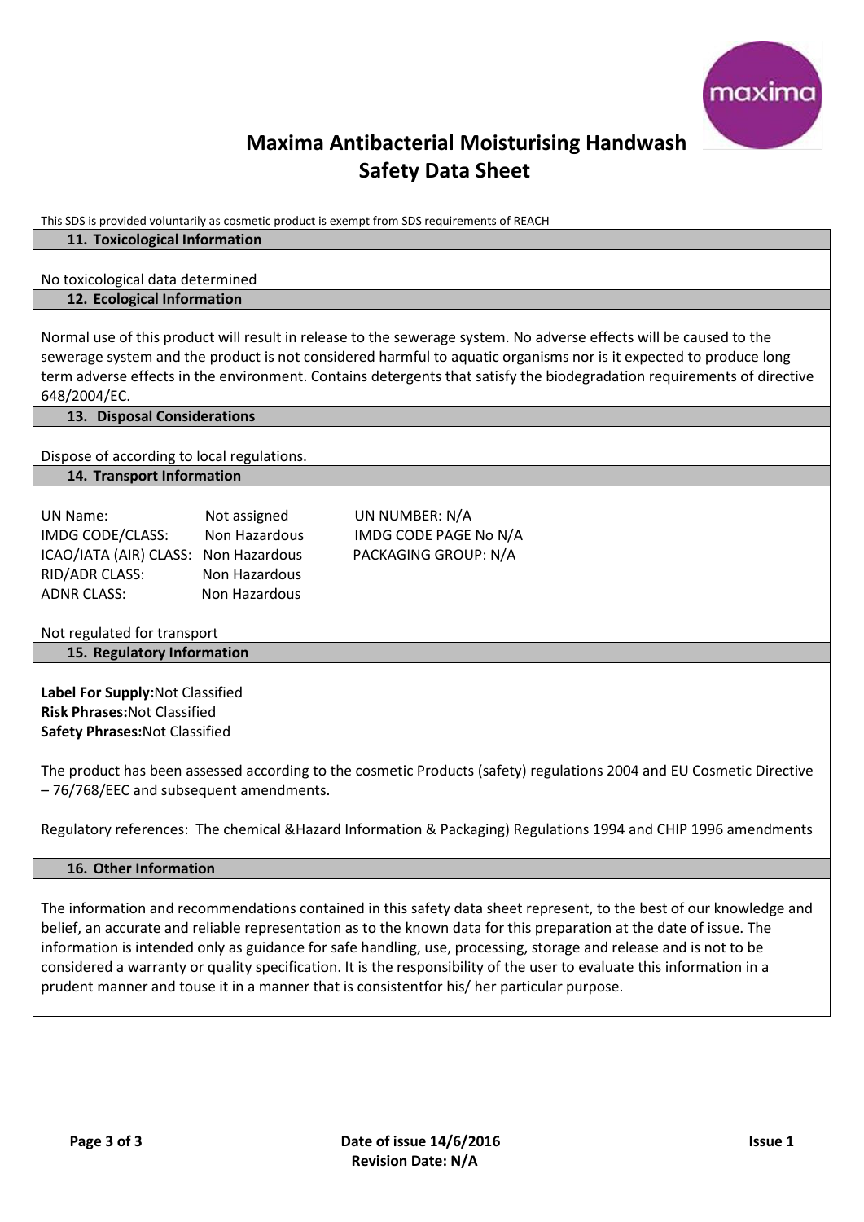# Maxima Antibacterial Moisturising Handwash Safety Data Sheet

This SDS is provided voluntarily as cosmetic product is exempt from SDS requirements of REACH

## 11. Toxicological Information

No toxicological data determined

## 12. Ecological Information

Normal use of this product will result in release to the sewerage system. No adverse effects will be caused to the sewerage system and the product is not considered harmful to aquatic organisms nor is it expected to produce long term adverse effects in the environment. Contains detergents that satisfy the biodegradation requirements of directive 648/2004/EC.

## 13. Disposal Considerations

Dispose of according to local regulations.

## 14. Transport Information

| | | |
|---|---|---|
| UN Name: | Not assigned | UN NUMBER: N/A |
| IMDG CODE/CLASS: | Non Hazardous | IMDG CODE PAGE No N/A |
| ICAO/IATA (AIR) CLASS: | Non Hazardous | PACKAGING GROUP: N/A |
| RID/ADR CLASS: | Non Hazardous | |
| ADNR CLASS: | Non Hazardous | |

Not regulated for transport

## 15. Regulatory Information

**Label For Supply:**Not Classified
**Risk Phrases:**Not Classified
**Safety Phrases:**Not Classified

The product has been assessed according to the cosmetic Products (safety) regulations 2004 and EU Cosmetic Directive – 76/768/EEC and subsequent amendments.

Regulatory references: The chemical &Hazard Information & Packaging) Regulations 1994 and CHIP 1996 amendments

## 16. Other Information

The information and recommendations contained in this safety data sheet represent, to the best of our knowledge and belief, an accurate and reliable representation as to the known data for this preparation at the date of issue. The information is intended only as guidance for safe handling, use, processing, storage and release and is not to be considered a warranty or quality specification. It is the responsibility of the user to evaluate this information in a prudent manner and touse it in a manner that is consistentfor his/ her particular purpose.

Date of issue 14/6/2016
Revision Date: N/A

Issue 1